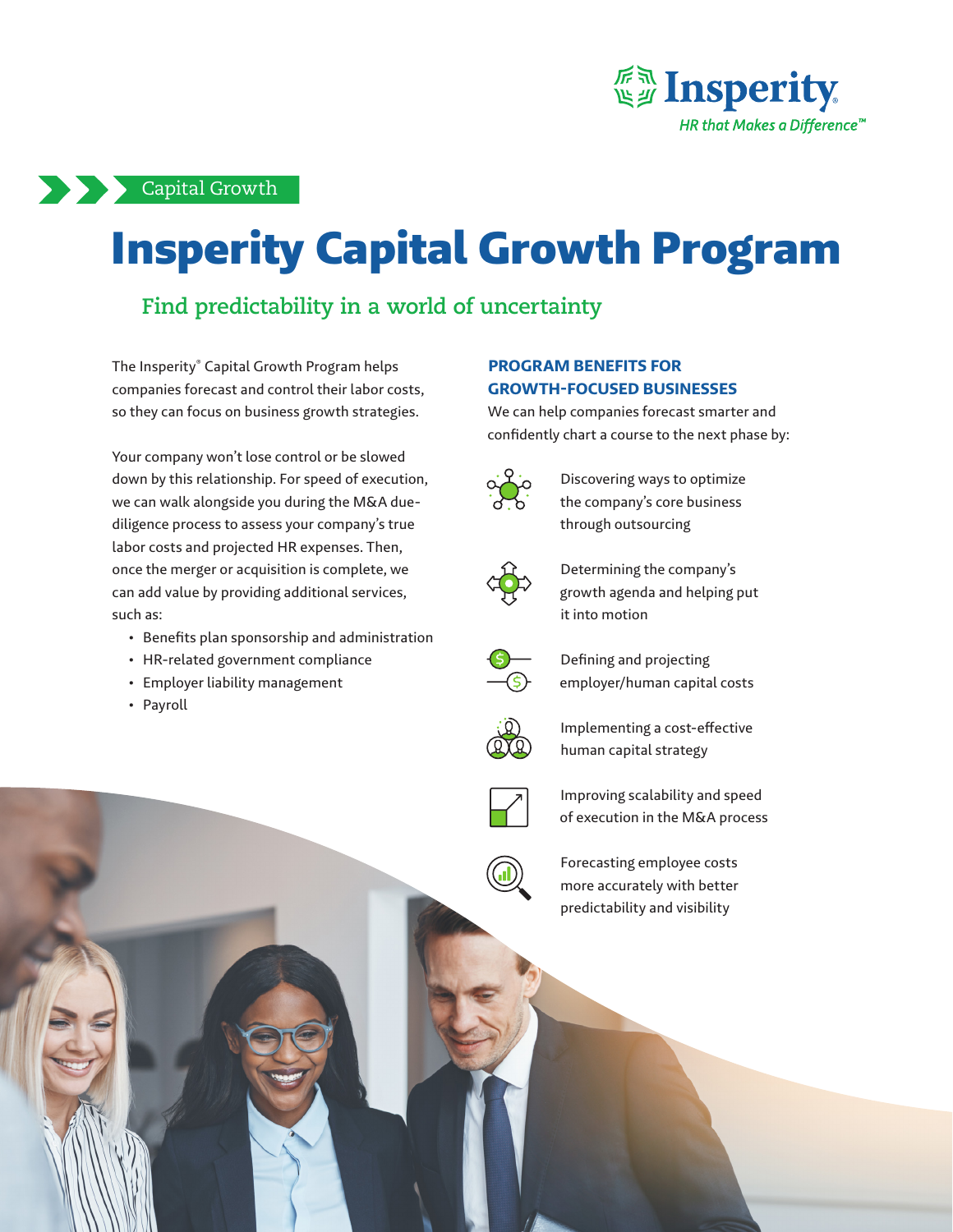Insperity
*HR that Makes a Difference™*

Capital Growth

# Insperity Capital Growth Program

## Find predictability in a world of uncertainty

The Insperity® Capital Growth Program helps companies forecast and control their labor costs, so they can focus on business growth strategies.

Your company won't lose control or be slowed down by this relationship. For speed of execution, we can walk alongside you during the M&A due-diligence process to assess your company's true labor costs and projected HR expenses. Then, once the merger or acquisition is complete, we can add value by providing additional services, such as:

- Benefits plan sponsorship and administration
- HR-related government compliance
- Employer liability management
- Payroll

### PROGRAM BENEFITS FOR GROWTH-FOCUSED BUSINESSES

We can help companies forecast smarter and confidently chart a course to the next phase by:

- Discovering ways to optimize the company's core business through outsourcing
- Determining the company's growth agenda and helping put it into motion
- Defining and projecting employer/human capital costs
- Implementing a cost-effective human capital strategy
- Improving scalability and speed of execution in the M&A process
- Forecasting employee costs more accurately with better predictability and visibility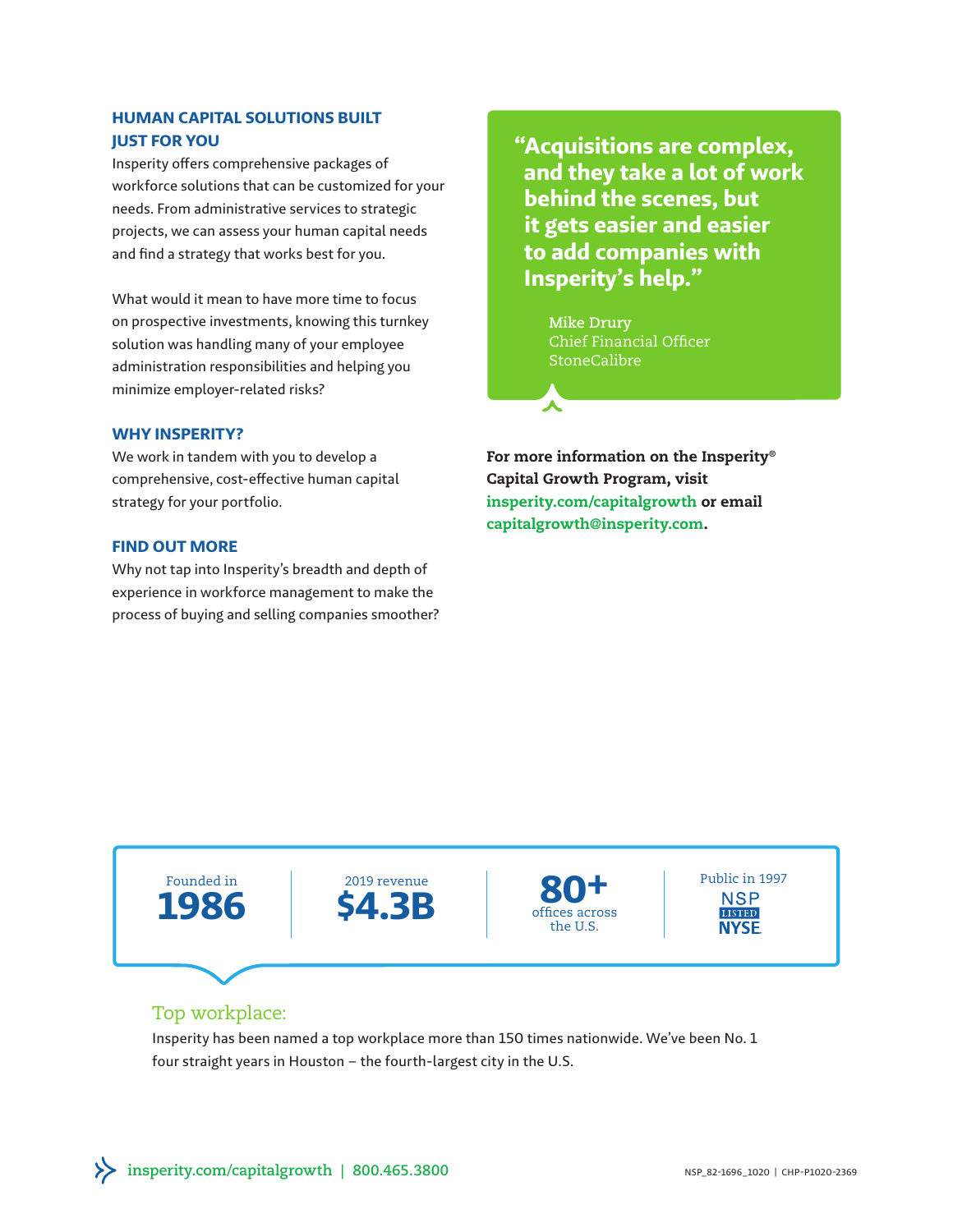## HUMAN CAPITAL SOLUTIONS BUILT JUST FOR YOU

Insperity offers comprehensive packages of workforce solutions that can be customized for your needs. From administrative services to strategic projects, we can assess your human capital needs and find a strategy that works best for you.

What would it mean to have more time to focus on prospective investments, knowing this turnkey solution was handling many of your employee administration responsibilities and helping you minimize employer-related risks?

## WHY INSPERITY?

We work in tandem with you to develop a comprehensive, cost-effective human capital strategy for your portfolio.

## FIND OUT MORE

Why not tap into Insperity's breadth and depth of experience in workforce management to make the process of buying and selling companies smoother?

**"Acquisitions are complex, and they take a lot of work behind the scenes, but it gets easier and easier to add companies with Insperity's help."**

Mike Drury
Chief Financial Officer
StoneCalibre

**For more information on the Insperity® Capital Growth Program, visit insperity.com/capitalgrowth or email capitalgrowth@insperity.com.**

Founded in **1986**

2019 revenue **$4.3B**

**80+** offices across the U.S.

Public in 1997
NSP
LISTED
NYSE

Top workplace:

Insperity has been named a top workplace more than 150 times nationwide. We've been No. 1 four straight years in Houston – the fourth-largest city in the U.S.

insperity.com/capitalgrowth | 800.465.3800

NSP_82-1696_1020 | CHP-P1020-2369